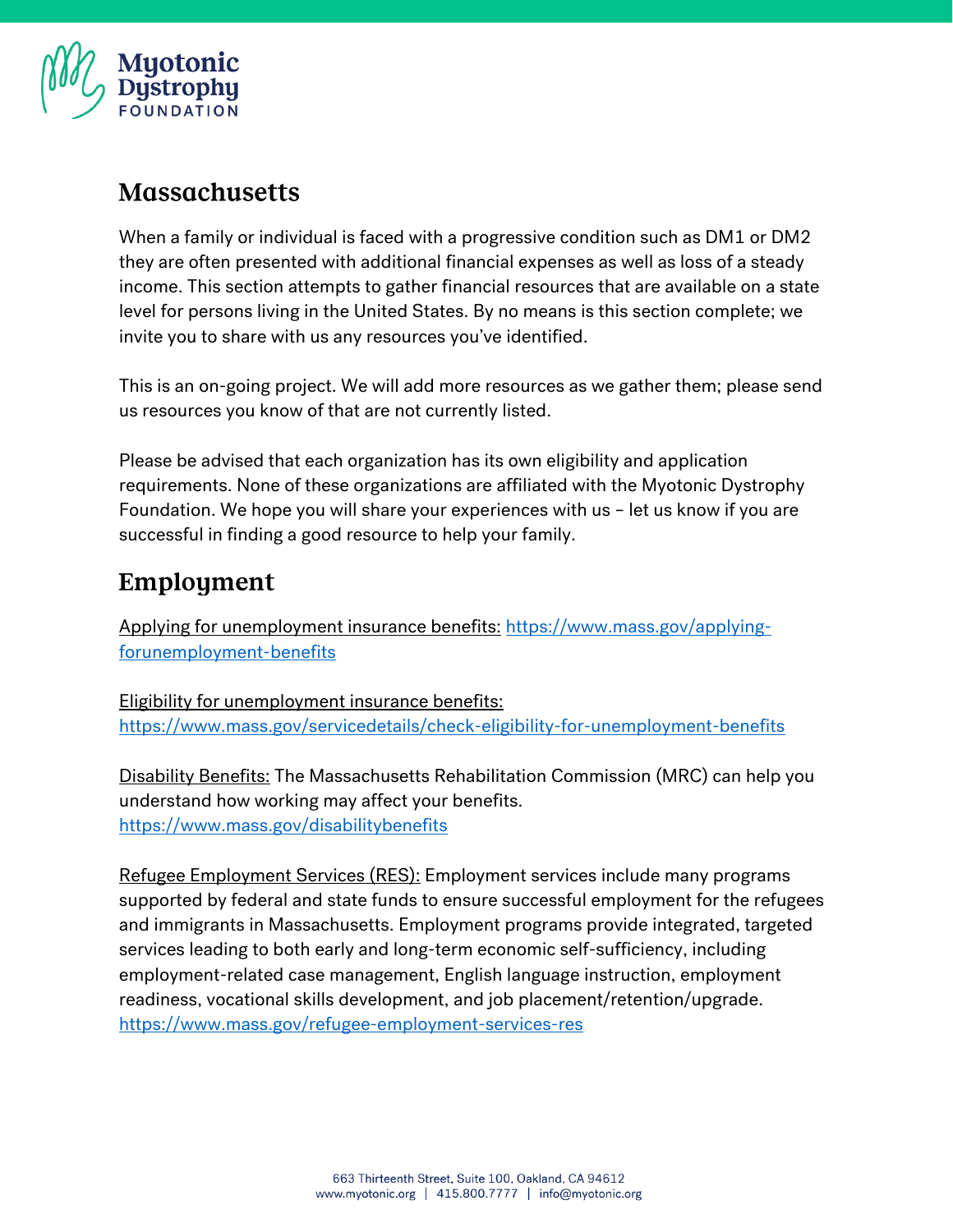## Massachusetts

When a family or individual is faced with a progressive condition such as DM1 or DM2 they are often presented with additional financial expenses as well as loss of a steady income. This section attempts to gather financial resources that are available on a state level for persons living in the United States. By no means is this section complete; we invite you to share with us any resources you've identified.

This is an on-going project. We will add more resources as we gather them; please send us resources you know of that are not currently listed.

Please be advised that each organization has its own eligibility and application requirements. None of these organizations are affiliated with the Myotonic Dystrophy Foundation. We hope you will share your experiences with us – let us know if you are successful in finding a good resource to help your family.

## Employment

Applying for unemployment insurance benefits: https://www.mass.gov/applying-forunemployment-benefits

Eligibility for unemployment insurance benefits: https://www.mass.gov/servicedetails/check-eligibility-for-unemployment-benefits

Disability Benefits: The Massachusetts Rehabilitation Commission (MRC) can help you understand how working may affect your benefits. https://www.mass.gov/disabilitybenefits

Refugee Employment Services (RES): Employment services include many programs supported by federal and state funds to ensure successful employment for the refugees and immigrants in Massachusetts. Employment programs provide integrated, targeted services leading to both early and long-term economic self-sufficiency, including employment-related case management, English language instruction, employment readiness, vocational skills development, and job placement/retention/upgrade. https://www.mass.gov/refugee-employment-services-res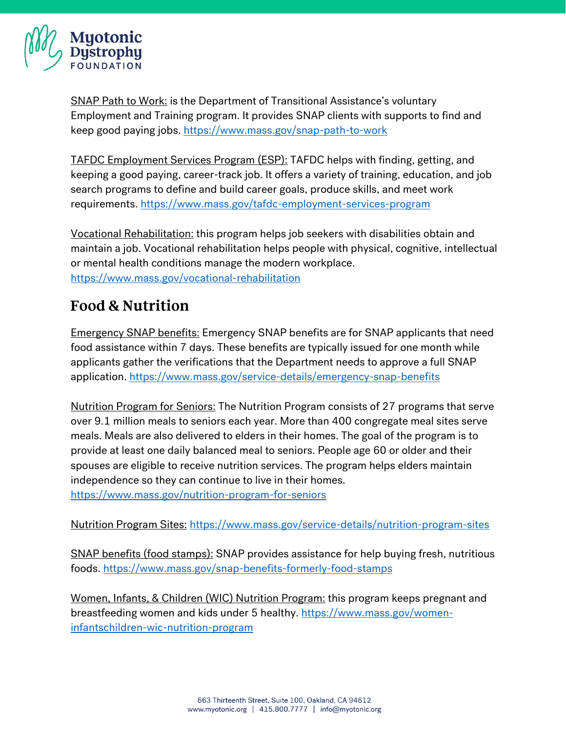SNAP Path to Work: is the Department of Transitional Assistance's voluntary Employment and Training program. It provides SNAP clients with supports to find and keep good paying jobs. https://www.mass.gov/snap-path-to-work

TAFDC Employment Services Program (ESP): TAFDC helps with finding, getting, and keeping a good paying, career-track job. It offers a variety of training, education, and job search programs to define and build career goals, produce skills, and meet work requirements. https://www.mass.gov/tafdc-employment-services-program

Vocational Rehabilitation: this program helps job seekers with disabilities obtain and maintain a job. Vocational rehabilitation helps people with physical, cognitive, intellectual or mental health conditions manage the modern workplace. https://www.mass.gov/vocational-rehabilitation

## Food & Nutrition

Emergency SNAP benefits: Emergency SNAP benefits are for SNAP applicants that need food assistance within 7 days. These benefits are typically issued for one month while applicants gather the verifications that the Department needs to approve a full SNAP application. https://www.mass.gov/service-details/emergency-snap-benefits

Nutrition Program for Seniors: The Nutrition Program consists of 27 programs that serve over 9.1 million meals to seniors each year. More than 400 congregate meal sites serve meals. Meals are also delivered to elders in their homes. The goal of the program is to provide at least one daily balanced meal to seniors. People age 60 or older and their spouses are eligible to receive nutrition services. The program helps elders maintain independence so they can continue to live in their homes. https://www.mass.gov/nutrition-program-for-seniors

Nutrition Program Sites: https://www.mass.gov/service-details/nutrition-program-sites

SNAP benefits (food stamps): SNAP provides assistance for help buying fresh, nutritious foods. https://www.mass.gov/snap-benefits-formerly-food-stamps

Women, Infants, & Children (WIC) Nutrition Program: this program keeps pregnant and breastfeeding women and kids under 5 healthy. https://www.mass.gov/women-infantschildren-wic-nutrition-program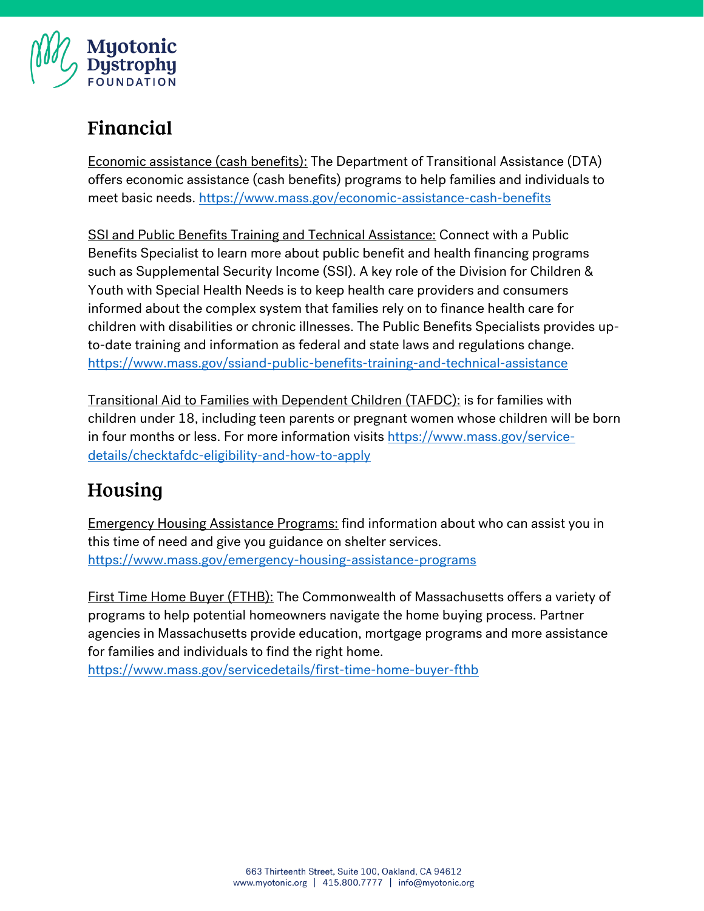## Financial

Economic assistance (cash benefits): The Department of Transitional Assistance (DTA) offers economic assistance (cash benefits) programs to help families and individuals to meet basic needs. https://www.mass.gov/economic-assistance-cash-benefits

SSI and Public Benefits Training and Technical Assistance: Connect with a Public Benefits Specialist to learn more about public benefit and health financing programs such as Supplemental Security Income (SSI). A key role of the Division for Children & Youth with Special Health Needs is to keep health care providers and consumers informed about the complex system that families rely on to finance health care for children with disabilities or chronic illnesses. The Public Benefits Specialists provides up-to-date training and information as federal and state laws and regulations change. https://www.mass.gov/ssiand-public-benefits-training-and-technical-assistance

Transitional Aid to Families with Dependent Children (TAFDC): is for families with children under 18, including teen parents or pregnant women whose children will be born in four months or less. For more information visits https://www.mass.gov/service-details/checktafdc-eligibility-and-how-to-apply

## Housing

Emergency Housing Assistance Programs: find information about who can assist you in this time of need and give you guidance on shelter services. https://www.mass.gov/emergency-housing-assistance-programs

First Time Home Buyer (FTHB): The Commonwealth of Massachusetts offers a variety of programs to help potential homeowners navigate the home buying process. Partner agencies in Massachusetts provide education, mortgage programs and more assistance for families and individuals to find the right home. https://www.mass.gov/servicedetails/first-time-home-buyer-fthb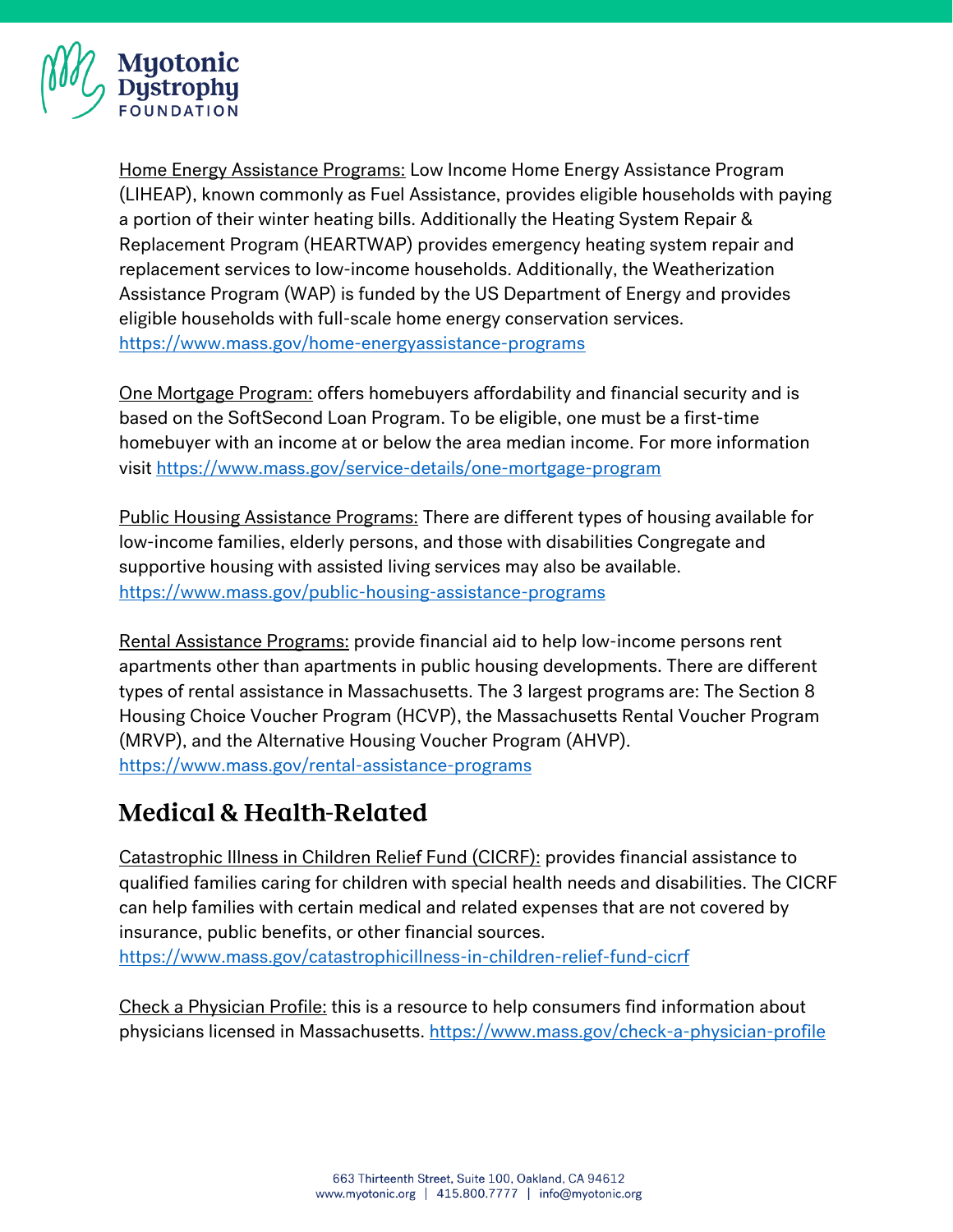Home Energy Assistance Programs: Low Income Home Energy Assistance Program (LIHEAP), known commonly as Fuel Assistance, provides eligible households with paying a portion of their winter heating bills. Additionally the Heating System Repair & Replacement Program (HEARTWAP) provides emergency heating system repair and replacement services to low-income households. Additionally, the Weatherization Assistance Program (WAP) is funded by the US Department of Energy and provides eligible households with full-scale home energy conservation services. https://www.mass.gov/home-energyassistance-programs

One Mortgage Program: offers homebuyers affordability and financial security and is based on the SoftSecond Loan Program. To be eligible, one must be a first-time homebuyer with an income at or below the area median income. For more information visit https://www.mass.gov/service-details/one-mortgage-program

Public Housing Assistance Programs: There are different types of housing available for low-income families, elderly persons, and those with disabilities Congregate and supportive housing with assisted living services may also be available. https://www.mass.gov/public-housing-assistance-programs

Rental Assistance Programs: provide financial aid to help low-income persons rent apartments other than apartments in public housing developments. There are different types of rental assistance in Massachusetts. The 3 largest programs are: The Section 8 Housing Choice Voucher Program (HCVP), the Massachusetts Rental Voucher Program (MRVP), and the Alternative Housing Voucher Program (AHVP). https://www.mass.gov/rental-assistance-programs

## Medical & Health-Related

Catastrophic Illness in Children Relief Fund (CICRF): provides financial assistance to qualified families caring for children with special health needs and disabilities. The CICRF can help families with certain medical and related expenses that are not covered by insurance, public benefits, or other financial sources. https://www.mass.gov/catastrophicillness-in-children-relief-fund-cicrf

Check a Physician Profile: this is a resource to help consumers find information about physicians licensed in Massachusetts. https://www.mass.gov/check-a-physician-profile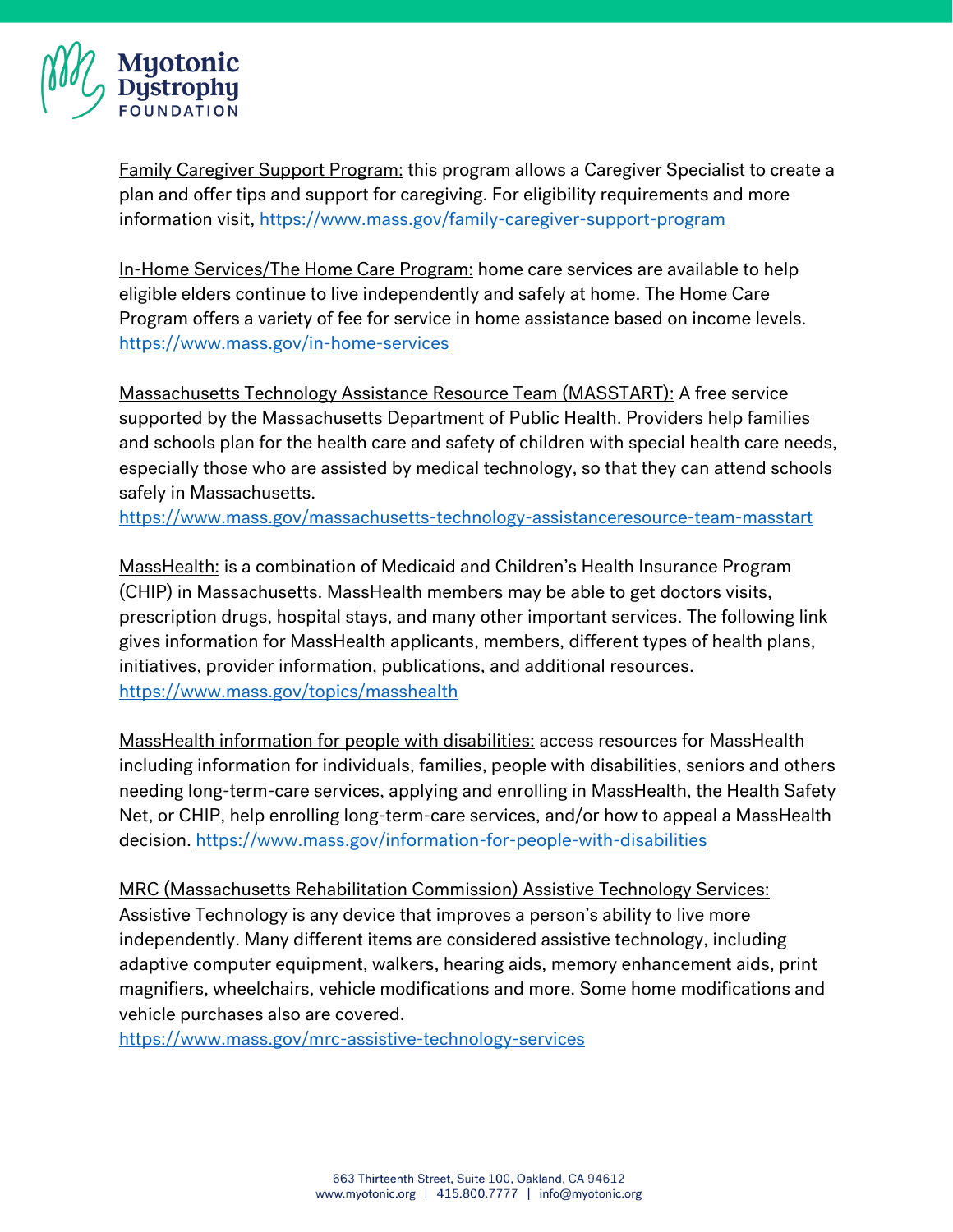<u>Family Caregiver Support Program:</u> this program allows a Caregiver Specialist to create a plan and offer tips and support for caregiving. For eligibility requirements and more information visit, https://www.mass.gov/family-caregiver-support-program

<u>In-Home Services/The Home Care Program:</u> home care services are available to help eligible elders continue to live independently and safely at home. The Home Care Program offers a variety of fee for service in home assistance based on income levels. https://www.mass.gov/in-home-services

<u>Massachusetts Technology Assistance Resource Team (MASSTART):</u> A free service supported by the Massachusetts Department of Public Health. Providers help families and schools plan for the health care and safety of children with special health care needs, especially those who are assisted by medical technology, so that they can attend schools safely in Massachusetts.
https://www.mass.gov/massachusetts-technology-assistanceresource-team-masstart

<u>MassHealth:</u> is a combination of Medicaid and Children's Health Insurance Program (CHIP) in Massachusetts. MassHealth members may be able to get doctors visits, prescription drugs, hospital stays, and many other important services. The following link gives information for MassHealth applicants, members, different types of health plans, initiatives, provider information, publications, and additional resources.
https://www.mass.gov/topics/masshealth

<u>MassHealth information for people with disabilities:</u> access resources for MassHealth including information for individuals, families, people with disabilities, seniors and others needing long-term-care services, applying and enrolling in MassHealth, the Health Safety Net, or CHIP, help enrolling long-term-care services, and/or how to appeal a MassHealth decision. https://www.mass.gov/information-for-people-with-disabilities

<u>MRC (Massachusetts Rehabilitation Commission) Assistive Technology Services:</u>
Assistive Technology is any device that improves a person's ability to live more independently. Many different items are considered assistive technology, including adaptive computer equipment, walkers, hearing aids, memory enhancement aids, print magnifiers, wheelchairs, vehicle modifications and more. Some home modifications and vehicle purchases also are covered.
https://www.mass.gov/mrc-assistive-technology-services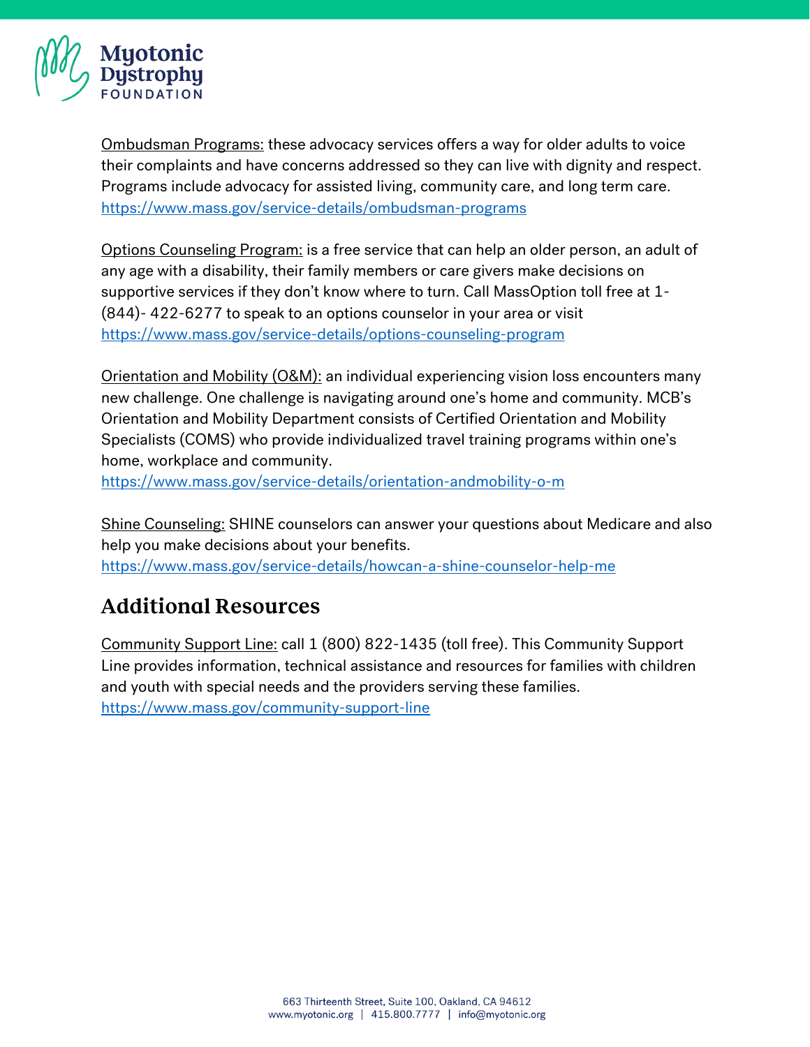Ombudsman Programs: these advocacy services offers a way for older adults to voice their complaints and have concerns addressed so they can live with dignity and respect. Programs include advocacy for assisted living, community care, and long term care. https://www.mass.gov/service-details/ombudsman-programs

Options Counseling Program: is a free service that can help an older person, an adult of any age with a disability, their family members or care givers make decisions on supportive services if they don't know where to turn. Call MassOption toll free at 1-(844)- 422-6277 to speak to an options counselor in your area or visit https://www.mass.gov/service-details/options-counseling-program

Orientation and Mobility (O&M): an individual experiencing vision loss encounters many new challenge. One challenge is navigating around one's home and community. MCB's Orientation and Mobility Department consists of Certified Orientation and Mobility Specialists (COMS) who provide individualized travel training programs within one's home, workplace and community.
https://www.mass.gov/service-details/orientation-andmobility-o-m

Shine Counseling: SHINE counselors can answer your questions about Medicare and also help you make decisions about your benefits.
https://www.mass.gov/service-details/howcan-a-shine-counselor-help-me

## Additional Resources

Community Support Line: call 1 (800) 822-1435 (toll free). This Community Support Line provides information, technical assistance and resources for families with children and youth with special needs and the providers serving these families.
https://www.mass.gov/community-support-line